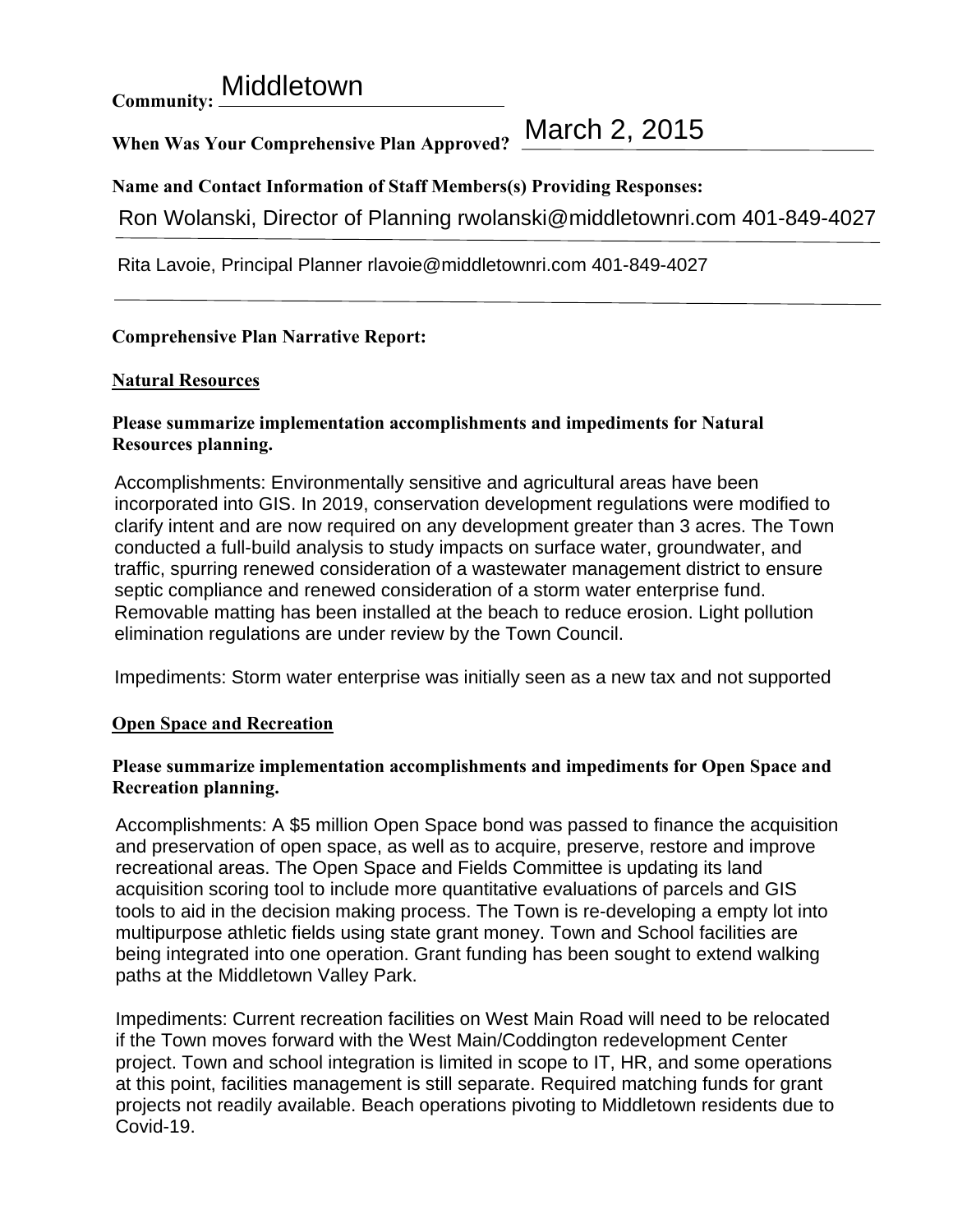**Community:** Middletown

**When Was Your Comprehensive Plan Approved?** March 2, 2015

**Name and Contact Information of Staff Members(s) Providing Responses:**

Ron Wolanski, Director of Planning rwolanski@middletownri.com 401-849-4027

Rita Lavoie, Principal Planner rlavoie@middletownri.com 401-849-4027

**Comprehensive Plan Narrative Report:**

## Natural Resources

**Please summarize implementation accomplishments and impediments for Natural Resources planning.**

Accomplishments: Environmentally sensitive and agricultural areas have been incorporated into GIS. In 2019, conservation development regulations were modified to clarify intent and are now required on any development greater than 3 acres. The Town conducted a full-build analysis to study impacts on surface water, groundwater, and traffic, spurring renewed consideration of a wastewater management district to ensure septic compliance and renewed consideration of a storm water enterprise fund. Removable matting has been installed at the beach to reduce erosion. Light pollution elimination regulations are under review by the Town Council.

Impediments: Storm water enterprise was initially seen as a new tax and not supported

## Open Space and Recreation

**Please summarize implementation accomplishments and impediments for Open Space and Recreation planning.**

Accomplishments: A $5 million Open Space bond was passed to finance the acquisition and preservation of open space, as well as to acquire, preserve, restore and improve recreational areas. The Open Space and Fields Committee is updating its land acquisition scoring tool to include more quantitative evaluations of parcels and GIS tools to aid in the decision making process. The Town is re-developing a empty lot into multipurpose athletic fields using state grant money. Town and School facilities are being integrated into one operation. Grant funding has been sought to extend walking paths at the Middletown Valley Park.

Impediments: Current recreation facilities on West Main Road will need to be relocated if the Town moves forward with the West Main/Coddington redevelopment Center project. Town and school integration is limited in scope to IT, HR, and some operations at this point, facilities management is still separate. Required matching funds for grant projects not readily available. Beach operations pivoting to Middletown residents due to Covid-19.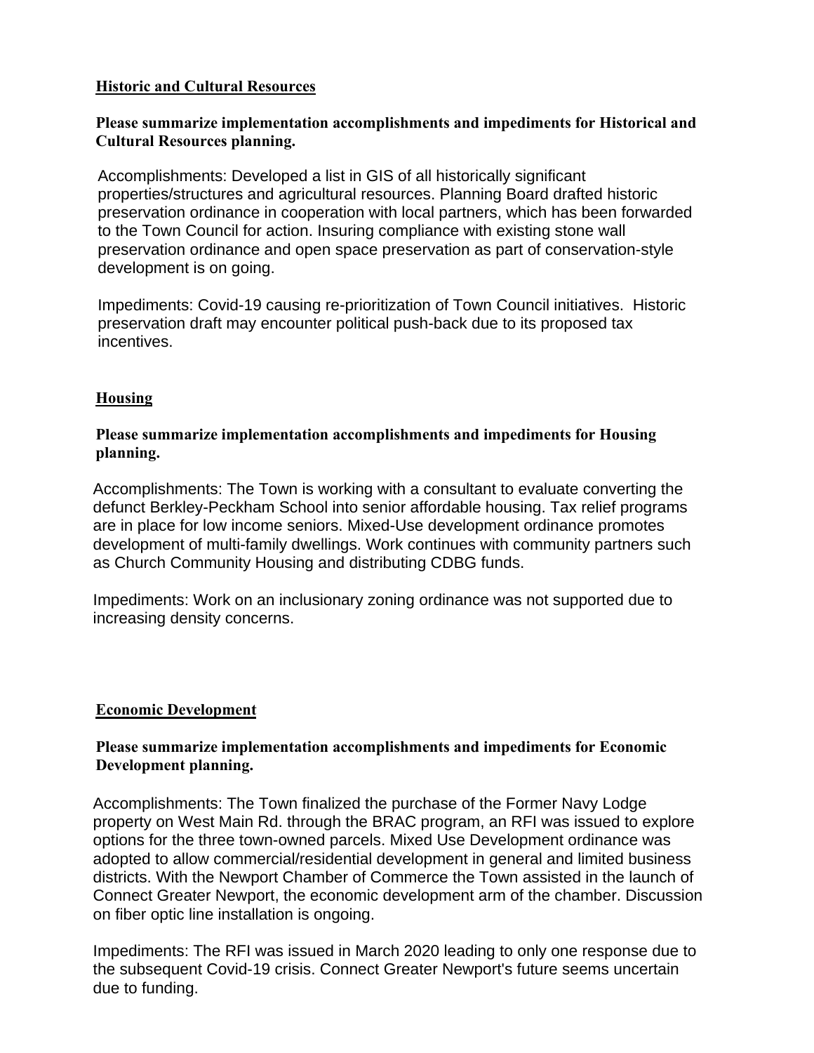## Historic and Cultural Resources

**Please summarize implementation accomplishments and impediments for Historical and Cultural Resources planning.**

Accomplishments: Developed a list in GIS of all historically significant properties/structures and agricultural resources. Planning Board drafted historic preservation ordinance in cooperation with local partners, which has been forwarded to the Town Council for action. Insuring compliance with existing stone wall preservation ordinance and open space preservation as part of conservation-style development is on going.

Impediments: Covid-19 causing re-prioritization of Town Council initiatives. Historic preservation draft may encounter political push-back due to its proposed tax incentives.

## Housing

**Please summarize implementation accomplishments and impediments for Housing planning.**

Accomplishments: The Town is working with a consultant to evaluate converting the defunct Berkley-Peckham School into senior affordable housing. Tax relief programs are in place for low income seniors. Mixed-Use development ordinance promotes development of multi-family dwellings. Work continues with community partners such as Church Community Housing and distributing CDBG funds.

Impediments: Work on an inclusionary zoning ordinance was not supported due to increasing density concerns.

## Economic Development

**Please summarize implementation accomplishments and impediments for Economic Development planning.**

Accomplishments: The Town finalized the purchase of the Former Navy Lodge property on West Main Rd. through the BRAC program, an RFI was issued to explore options for the three town-owned parcels. Mixed Use Development ordinance was adopted to allow commercial/residential development in general and limited business districts. With the Newport Chamber of Commerce the Town assisted in the launch of Connect Greater Newport, the economic development arm of the chamber. Discussion on fiber optic line installation is ongoing.

Impediments: The RFI was issued in March 2020 leading to only one response due to the subsequent Covid-19 crisis. Connect Greater Newport's future seems uncertain due to funding.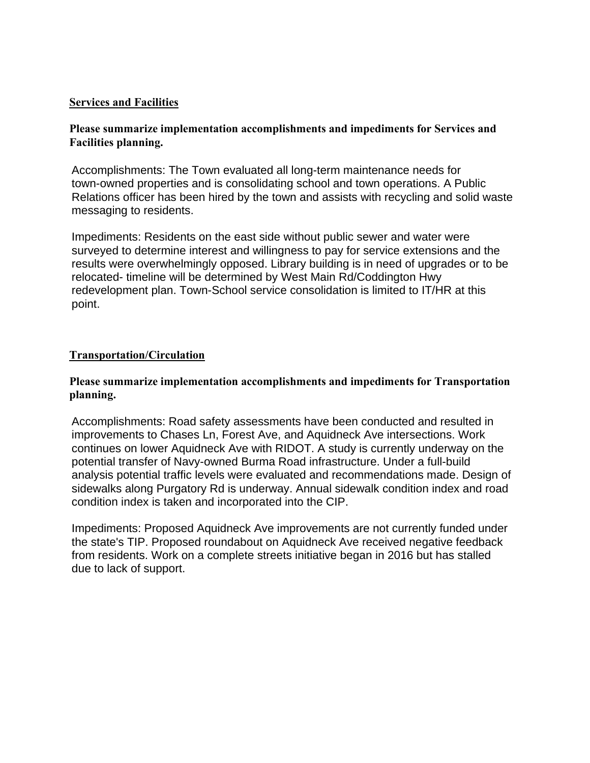## Services and Facilities

**Please summarize implementation accomplishments and impediments for Services and Facilities planning.**

Accomplishments: The Town evaluated all long-term maintenance needs for town-owned properties and is consolidating school and town operations. A Public Relations officer has been hired by the town and assists with recycling and solid waste messaging to residents.

Impediments: Residents on the east side without public sewer and water were surveyed to determine interest and willingness to pay for service extensions and the results were overwhelmingly opposed. Library building is in need of upgrades or to be relocated- timeline will be determined by West Main Rd/Coddington Hwy redevelopment plan. Town-School service consolidation is limited to IT/HR at this point.

## Transportation/Circulation

**Please summarize implementation accomplishments and impediments for Transportation planning.**

Accomplishments: Road safety assessments have been conducted and resulted in improvements to Chases Ln, Forest Ave, and Aquidneck Ave intersections. Work continues on lower Aquidneck Ave with RIDOT. A study is currently underway on the potential transfer of Navy-owned Burma Road infrastructure. Under a full-build analysis potential traffic levels were evaluated and recommendations made. Design of sidewalks along Purgatory Rd is underway. Annual sidewalk condition index and road condition index is taken and incorporated into the CIP.

Impediments: Proposed Aquidneck Ave improvements are not currently funded under the state's TIP. Proposed roundabout on Aquidneck Ave received negative feedback from residents. Work on a complete streets initiative began in 2016 but has stalled due to lack of support.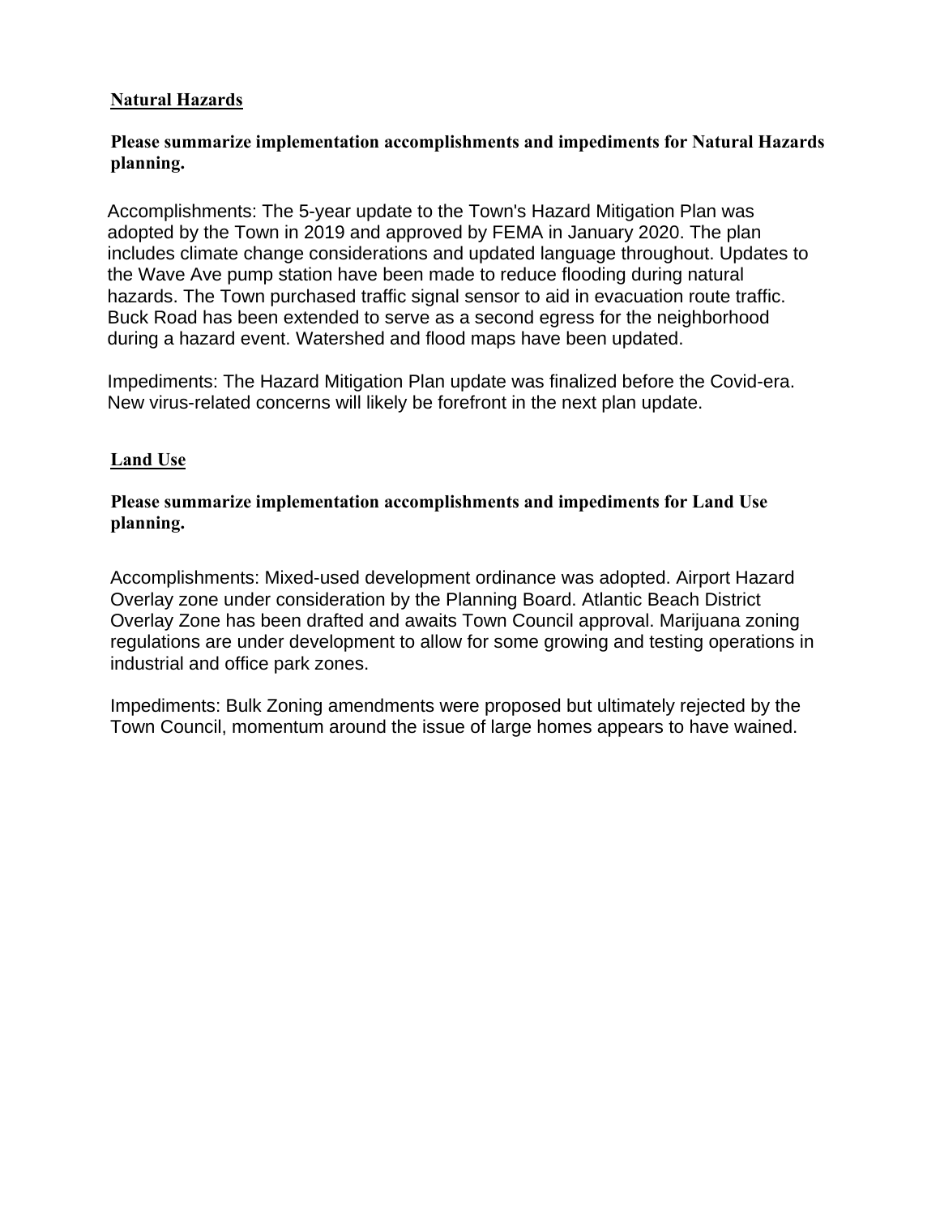**Natural Hazards**

**Please summarize implementation accomplishments and impediments for Natural Hazards planning.**

Accomplishments: The 5-year update to the Town's Hazard Mitigation Plan was adopted by the Town in 2019 and approved by FEMA in January 2020. The plan includes climate change considerations and updated language throughout. Updates to the Wave Ave pump station have been made to reduce flooding during natural hazards. The Town purchased traffic signal sensor to aid in evacuation route traffic. Buck Road has been extended to serve as a second egress for the neighborhood during a hazard event. Watershed and flood maps have been updated.

Impediments: The Hazard Mitigation Plan update was finalized before the Covid-era. New virus-related concerns will likely be forefront in the next plan update.

**Land Use**

**Please summarize implementation accomplishments and impediments for Land Use planning.**

Accomplishments: Mixed-used development ordinance was adopted. Airport Hazard Overlay zone under consideration by the Planning Board. Atlantic Beach District Overlay Zone has been drafted and awaits Town Council approval. Marijuana zoning regulations are under development to allow for some growing and testing operations in industrial and office park zones.

Impediments: Bulk Zoning amendments were proposed but ultimately rejected by the Town Council, momentum around the issue of large homes appears to have wained.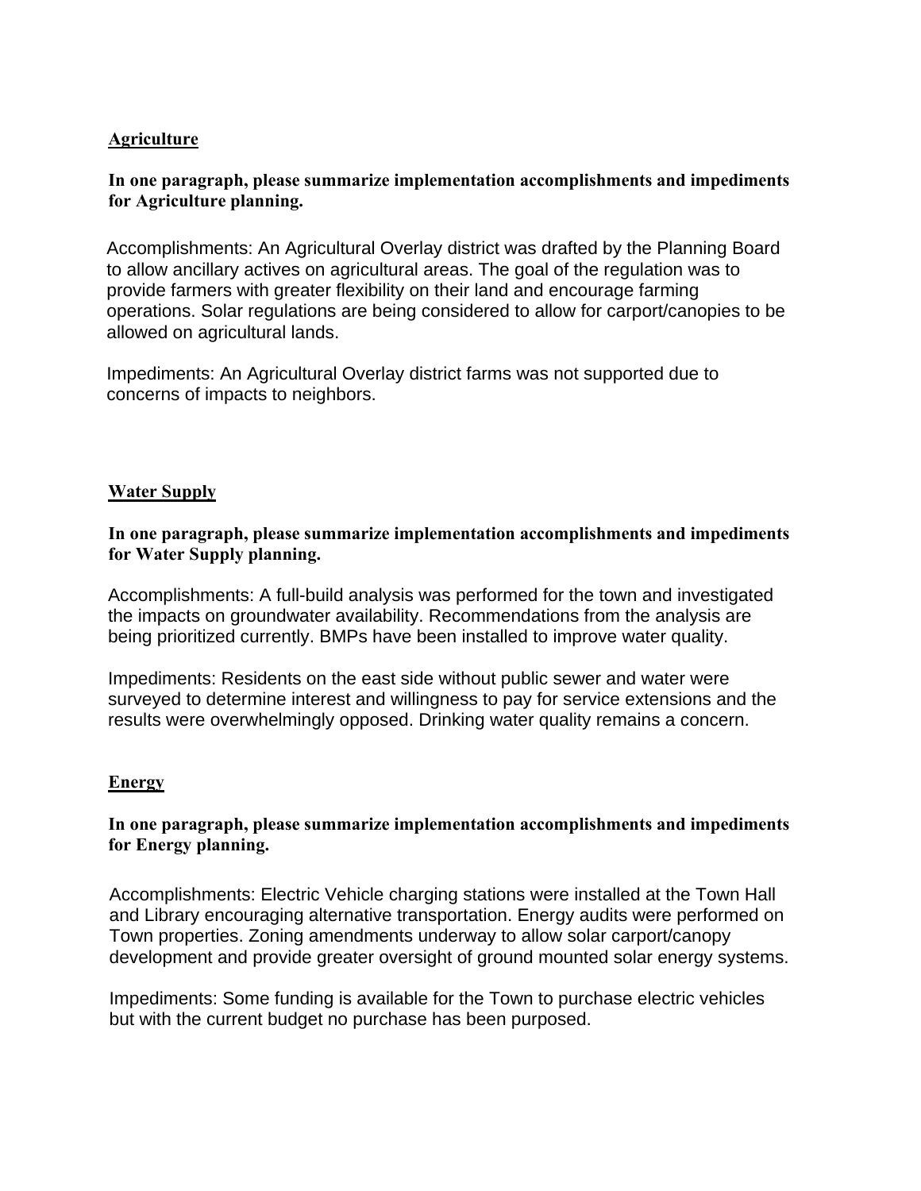## Agriculture

**In one paragraph, please summarize implementation accomplishments and impediments for Agriculture planning.**

Accomplishments: An Agricultural Overlay district was drafted by the Planning Board to allow ancillary actives on agricultural areas. The goal of the regulation was to provide farmers with greater flexibility on their land and encourage farming operations. Solar regulations are being considered to allow for carport/canopies to be allowed on agricultural lands.

Impediments: An Agricultural Overlay district farms was not supported due to concerns of impacts to neighbors.

## Water Supply

**In one paragraph, please summarize implementation accomplishments and impediments for Water Supply planning.**

Accomplishments: A full-build analysis was performed for the town and investigated the impacts on groundwater availability. Recommendations from the analysis are being prioritized currently. BMPs have been installed to improve water quality.

Impediments: Residents on the east side without public sewer and water were surveyed to determine interest and willingness to pay for service extensions and the results were overwhelmingly opposed. Drinking water quality remains a concern.

## Energy

**In one paragraph, please summarize implementation accomplishments and impediments for Energy planning.**

Accomplishments: Electric Vehicle charging stations were installed at the Town Hall and Library encouraging alternative transportation. Energy audits were performed on Town properties. Zoning amendments underway to allow solar carport/canopy development and provide greater oversight of ground mounted solar energy systems.

Impediments: Some funding is available for the Town to purchase electric vehicles but with the current budget no purchase has been purposed.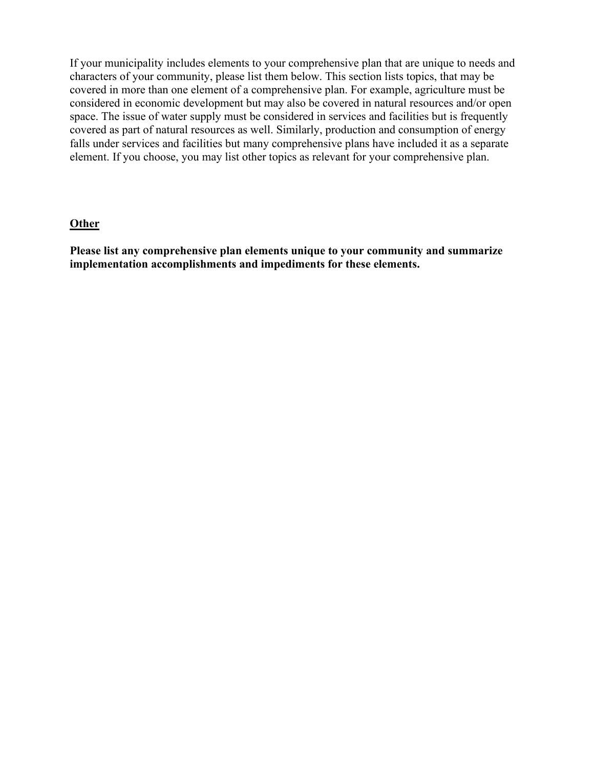If your municipality includes elements to your comprehensive plan that are unique to needs and characters of your community, please list them below. This section lists topics, that may be covered in more than one element of a comprehensive plan. For example, agriculture must be considered in economic development but may also be covered in natural resources and/or open space. The issue of water supply must be considered in services and facilities but is frequently covered as part of natural resources as well. Similarly, production and consumption of energy falls under services and facilities but many comprehensive plans have included it as a separate element. If you choose, you may list other topics as relevant for your comprehensive plan.

## Other

**Please list any comprehensive plan elements unique to your community and summarize implementation accomplishments and impediments for these elements.**